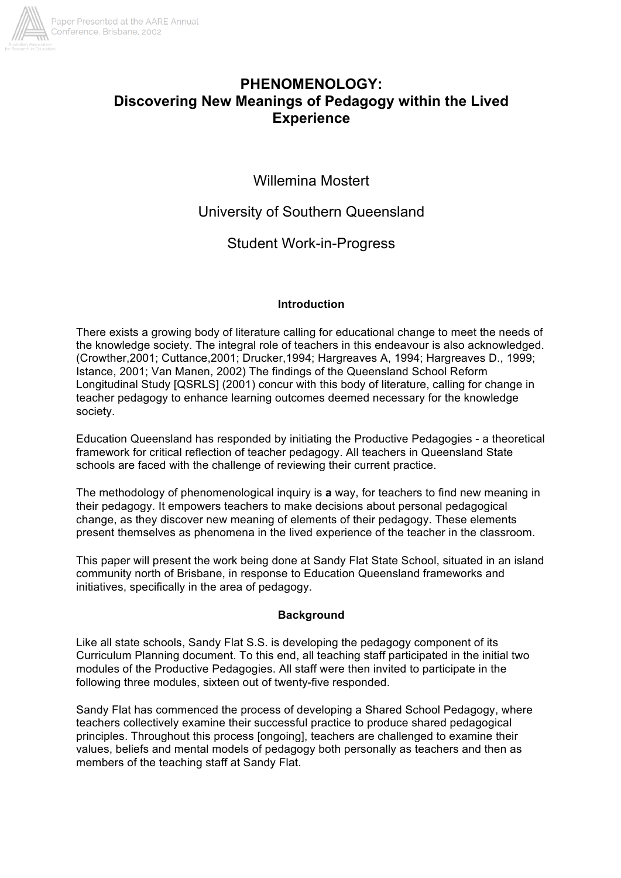# PHENOMENOLOGY: Discovering New Meanings of Pedagogy within the Lived Experience

Willemina Mostert

University of Southern Queensland

Student Work-in-Progress

## Introduction

There exists a growing body of literature calling for educational change to meet the needs of the knowledge society. The integral role of teachers in this endeavour is also acknowledged. (Crowther,2001; Cuttance,2001; Drucker,1994; Hargreaves A, 1994; Hargreaves D., 1999; Istance, 2001; Van Manen, 2002) The findings of the Queensland School Reform Longitudinal Study [QSRLS] (2001) concur with this body of literature, calling for change in teacher pedagogy to enhance learning outcomes deemed necessary for the knowledge society.

Education Queensland has responded by initiating the Productive Pedagogies - a theoretical framework for critical reflection of teacher pedagogy. All teachers in Queensland State schools are faced with the challenge of reviewing their current practice.

The methodology of phenomenological inquiry is **a** way, for teachers to find new meaning in their pedagogy. It empowers teachers to make decisions about personal pedagogical change, as they discover new meaning of elements of their pedagogy. These elements present themselves as phenomena in the lived experience of the teacher in the classroom.

This paper will present the work being done at Sandy Flat State School, situated in an island community north of Brisbane, in response to Education Queensland frameworks and initiatives, specifically in the area of pedagogy.

## Background

Like all state schools, Sandy Flat S.S. is developing the pedagogy component of its Curriculum Planning document. To this end, all teaching staff participated in the initial two modules of the Productive Pedagogies. All staff were then invited to participate in the following three modules, sixteen out of twenty-five responded.

Sandy Flat has commenced the process of developing a Shared School Pedagogy, where teachers collectively examine their successful practice to produce shared pedagogical principles. Throughout this process [ongoing], teachers are challenged to examine their values, beliefs and mental models of pedagogy both personally as teachers and then as members of the teaching staff at Sandy Flat.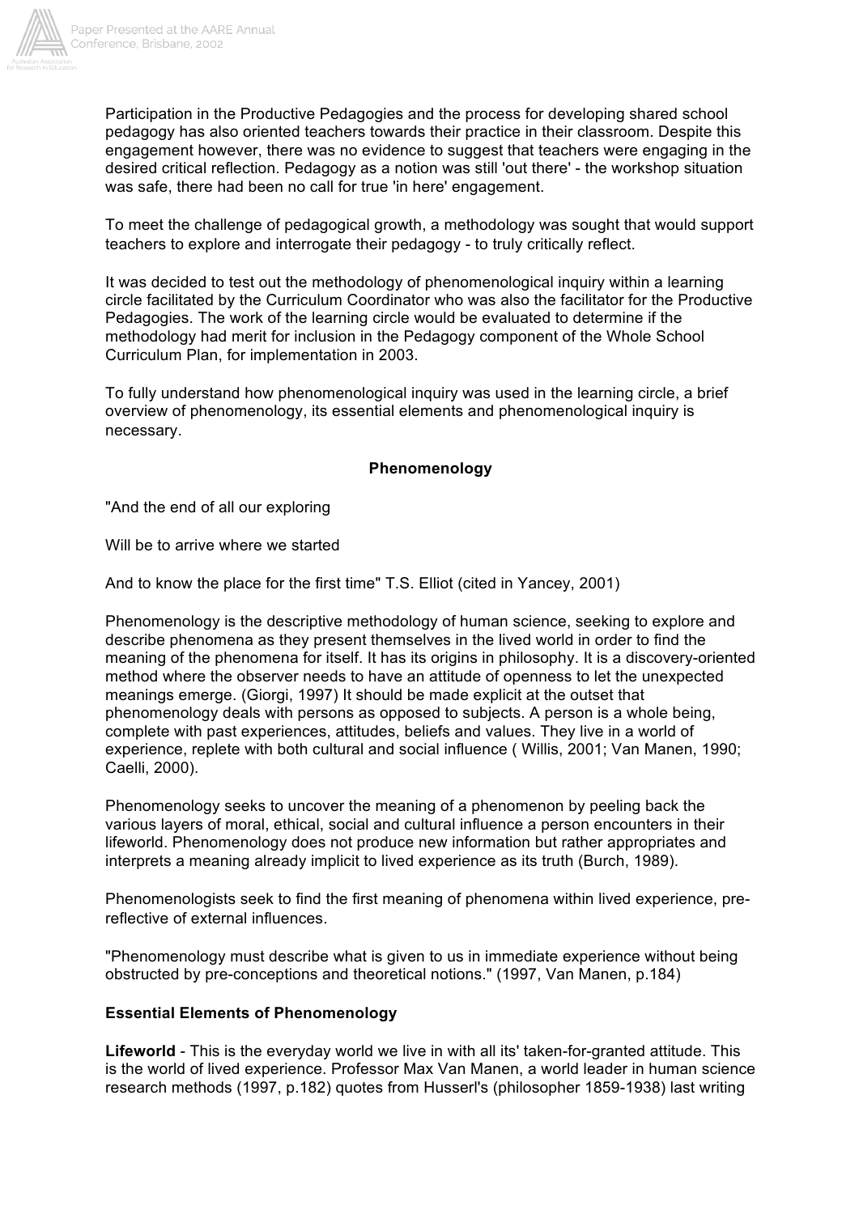Participation in the Productive Pedagogies and the process for developing shared school pedagogy has also oriented teachers towards their practice in their classroom. Despite this engagement however, there was no evidence to suggest that teachers were engaging in the desired critical reflection. Pedagogy as a notion was still 'out there' - the workshop situation was safe, there had been no call for true 'in here' engagement.

To meet the challenge of pedagogical growth, a methodology was sought that would support teachers to explore and interrogate their pedagogy - to truly critically reflect.

It was decided to test out the methodology of phenomenological inquiry within a learning circle facilitated by the Curriculum Coordinator who was also the facilitator for the Productive Pedagogies. The work of the learning circle would be evaluated to determine if the methodology had merit for inclusion in the Pedagogy component of the Whole School Curriculum Plan, for implementation in 2003.

To fully understand how phenomenological inquiry was used in the learning circle, a brief overview of phenomenology, its essential elements and phenomenological inquiry is necessary.

## Phenomenology

"And the end of all our exploring

Will be to arrive where we started

And to know the place for the first time" T.S. Elliot (cited in Yancey, 2001)

Phenomenology is the descriptive methodology of human science, seeking to explore and describe phenomena as they present themselves in the lived world in order to find the meaning of the phenomena for itself. It has its origins in philosophy. It is a discovery-oriented method where the observer needs to have an attitude of openness to let the unexpected meanings emerge. (Giorgi, 1997) It should be made explicit at the outset that phenomenology deals with persons as opposed to subjects. A person is a whole being, complete with past experiences, attitudes, beliefs and values. They live in a world of experience, replete with both cultural and social influence ( Willis, 2001; Van Manen, 1990; Caelli, 2000).

Phenomenology seeks to uncover the meaning of a phenomenon by peeling back the various layers of moral, ethical, social and cultural influence a person encounters in their lifeworld. Phenomenology does not produce new information but rather appropriates and interprets a meaning already implicit to lived experience as its truth (Burch, 1989).

Phenomenologists seek to find the first meaning of phenomena within lived experience, pre-reflective of external influences.

"Phenomenology must describe what is given to us in immediate experience without being obstructed by pre-conceptions and theoretical notions." (1997, Van Manen, p.184)

### Essential Elements of Phenomenology

**Lifeworld** - This is the everyday world we live in with all its' taken-for-granted attitude. This is the world of lived experience. Professor Max Van Manen, a world leader in human science research methods (1997, p.182) quotes from Husserl's (philosopher 1859-1938) last writing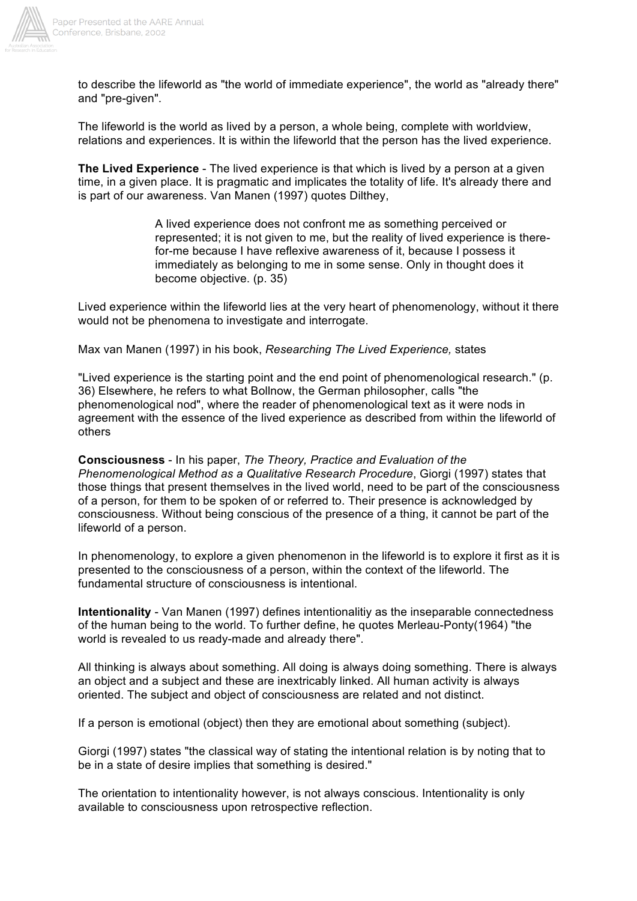to describe the lifeworld as "the world of immediate experience", the world as "already there" and "pre-given".

The lifeworld is the world as lived by a person, a whole being, complete with worldview, relations and experiences. It is within the lifeworld that the person has the lived experience.

**The Lived Experience** - The lived experience is that which is lived by a person at a given time, in a given place. It is pragmatic and implicates the totality of life. It's already there and is part of our awareness. Van Manen (1997) quotes Dilthey,

> A lived experience does not confront me as something perceived or represented; it is not given to me, but the reality of lived experience is there-for-me because I have reflexive awareness of it, because I possess it immediately as belonging to me in some sense. Only in thought does it become objective. (p. 35)

Lived experience within the lifeworld lies at the very heart of phenomenology, without it there would not be phenomena to investigate and interrogate.

Max van Manen (1997) in his book, *Researching The Lived Experience,* states

"Lived experience is the starting point and the end point of phenomenological research." (p. 36) Elsewhere, he refers to what Bollnow, the German philosopher, calls "the phenomenological nod", where the reader of phenomenological text as it were nods in agreement with the essence of the lived experience as described from within the lifeworld of others

**Consciousness** - In his paper, *The Theory, Practice and Evaluation of the Phenomenological Method as a Qualitative Research Procedure*, Giorgi (1997) states that those things that present themselves in the lived world, need to be part of the consciousness of a person, for them to be spoken of or referred to. Their presence is acknowledged by consciousness. Without being conscious of the presence of a thing, it cannot be part of the lifeworld of a person.

In phenomenology, to explore a given phenomenon in the lifeworld is to explore it first as it is presented to the consciousness of a person, within the context of the lifeworld. The fundamental structure of consciousness is intentional.

**Intentionality** - Van Manen (1997) defines intentionalitiy as the inseparable connectedness of the human being to the world. To further define, he quotes Merleau-Ponty(1964) "the world is revealed to us ready-made and already there".

All thinking is always about something. All doing is always doing something. There is always an object and a subject and these are inextricably linked. All human activity is always oriented. The subject and object of consciousness are related and not distinct.

If a person is emotional (object) then they are emotional about something (subject).

Giorgi (1997) states "the classical way of stating the intentional relation is by noting that to be in a state of desire implies that something is desired."

The orientation to intentionality however, is not always conscious. Intentionality is only available to consciousness upon retrospective reflection.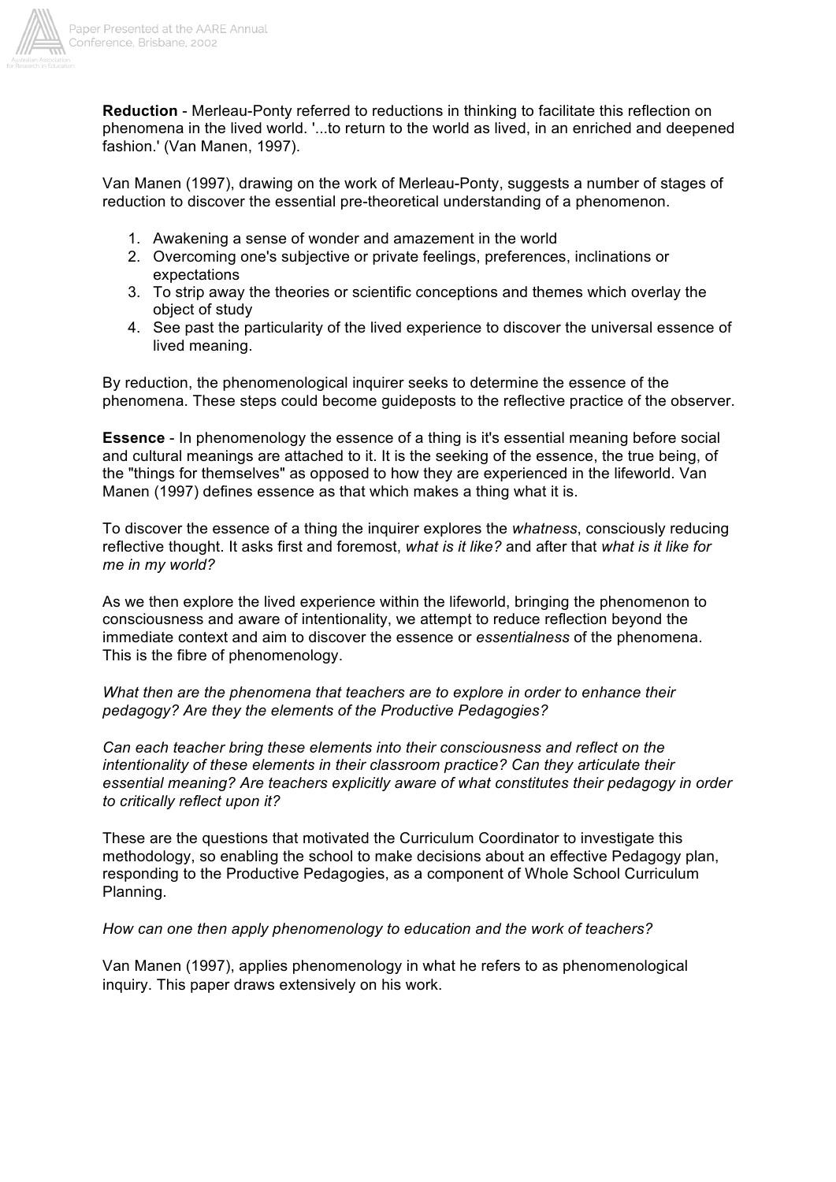**Reduction** - Merleau-Ponty referred to reductions in thinking to facilitate this reflection on phenomena in the lived world. '...to return to the world as lived, in an enriched and deepened fashion.' (Van Manen, 1997).

Van Manen (1997), drawing on the work of Merleau-Ponty, suggests a number of stages of reduction to discover the essential pre-theoretical understanding of a phenomenon.

1. Awakening a sense of wonder and amazement in the world
2. Overcoming one's subjective or private feelings, preferences, inclinations or expectations
3. To strip away the theories or scientific conceptions and themes which overlay the object of study
4. See past the particularity of the lived experience to discover the universal essence of lived meaning.

By reduction, the phenomenological inquirer seeks to determine the essence of the phenomena. These steps could become guideposts to the reflective practice of the observer.

**Essence** - In phenomenology the essence of a thing is it's essential meaning before social and cultural meanings are attached to it. It is the seeking of the essence, the true being, of the "things for themselves" as opposed to how they are experienced in the lifeworld. Van Manen (1997) defines essence as that which makes a thing what it is.

To discover the essence of a thing the inquirer explores the *whatness*, consciously reducing reflective thought. It asks first and foremost, *what is it like?* and after that *what is it like for me in my world?*

As we then explore the lived experience within the lifeworld, bringing the phenomenon to consciousness and aware of intentionality, we attempt to reduce reflection beyond the immediate context and aim to discover the essence or *essentialness* of the phenomena. This is the fibre of phenomenology.

*What then are the phenomena that teachers are to explore in order to enhance their pedagogy? Are they the elements of the Productive Pedagogies?*

*Can each teacher bring these elements into their consciousness and reflect on the intentionality of these elements in their classroom practice? Can they articulate their essential meaning? Are teachers explicitly aware of what constitutes their pedagogy in order to critically reflect upon it?*

These are the questions that motivated the Curriculum Coordinator to investigate this methodology, so enabling the school to make decisions about an effective Pedagogy plan, responding to the Productive Pedagogies, as a component of Whole School Curriculum Planning.

*How can one then apply phenomenology to education and the work of teachers?*

Van Manen (1997), applies phenomenology in what he refers to as phenomenological inquiry. This paper draws extensively on his work.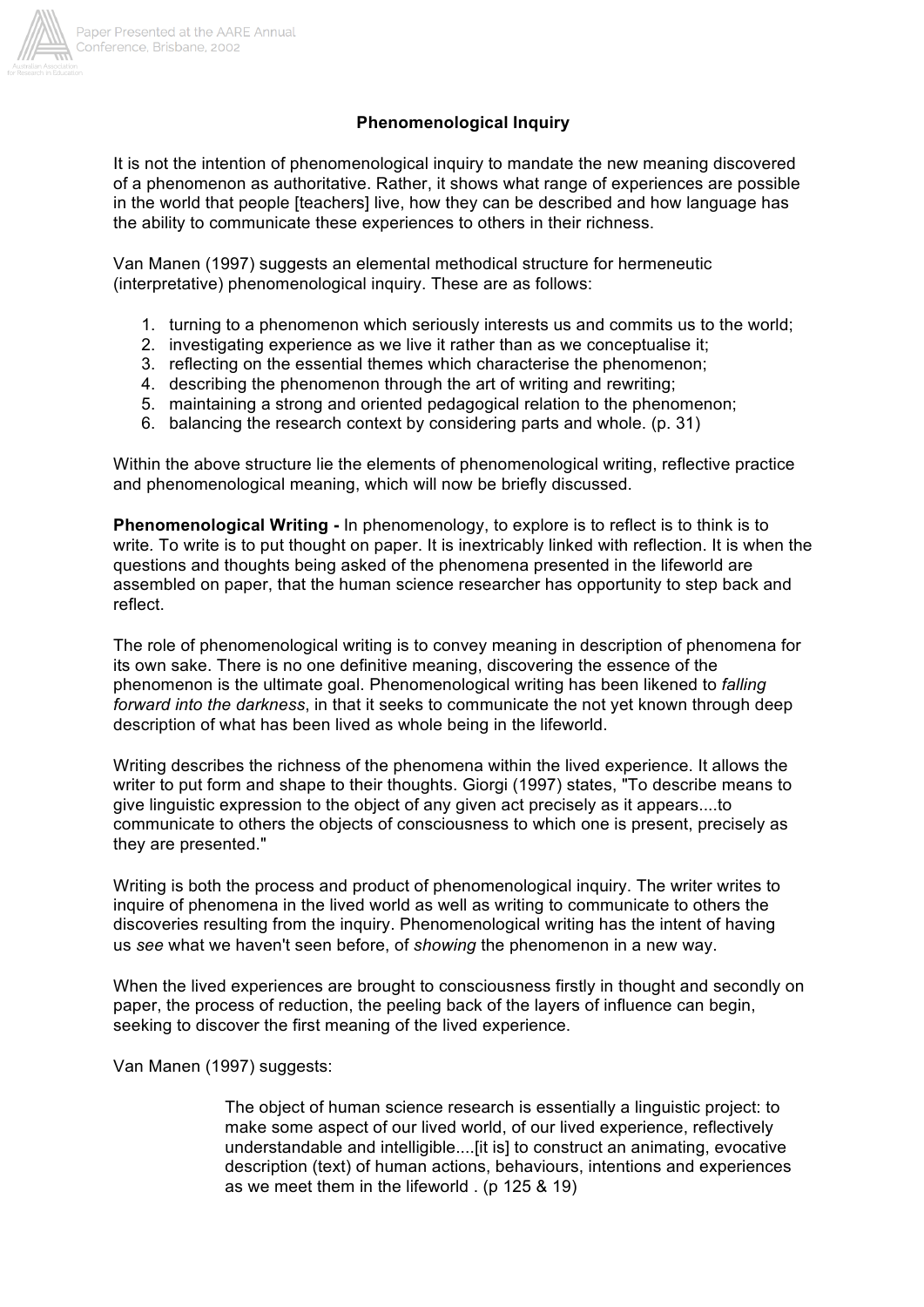## Phenomenological Inquiry

It is not the intention of phenomenological inquiry to mandate the new meaning discovered of a phenomenon as authoritative. Rather, it shows what range of experiences are possible in the world that people [teachers] live, how they can be described and how language has the ability to communicate these experiences to others in their richness.

Van Manen (1997) suggests an elemental methodical structure for hermeneutic (interpretative) phenomenological inquiry. These are as follows:

1. turning to a phenomenon which seriously interests us and commits us to the world;
2. investigating experience as we live it rather than as we conceptualise it;
3. reflecting on the essential themes which characterise the phenomenon;
4. describing the phenomenon through the art of writing and rewriting;
5. maintaining a strong and oriented pedagogical relation to the phenomenon;
6. balancing the research context by considering parts and whole. (p. 31)

Within the above structure lie the elements of phenomenological writing, reflective practice and phenomenological meaning, which will now be briefly discussed.

**Phenomenological Writing -** In phenomenology, to explore is to reflect is to think is to write. To write is to put thought on paper. It is inextricably linked with reflection. It is when the questions and thoughts being asked of the phenomena presented in the lifeworld are assembled on paper, that the human science researcher has opportunity to step back and reflect.

The role of phenomenological writing is to convey meaning in description of phenomena for its own sake. There is no one definitive meaning, discovering the essence of the phenomenon is the ultimate goal. Phenomenological writing has been likened to *falling forward into the darkness*, in that it seeks to communicate the not yet known through deep description of what has been lived as whole being in the lifeworld.

Writing describes the richness of the phenomena within the lived experience. It allows the writer to put form and shape to their thoughts. Giorgi (1997) states, "To describe means to give linguistic expression to the object of any given act precisely as it appears....to communicate to others the objects of consciousness to which one is present, precisely as they are presented."

Writing is both the process and product of phenomenological inquiry. The writer writes to inquire of phenomena in the lived world as well as writing to communicate to others the discoveries resulting from the inquiry. Phenomenological writing has the intent of having us *see* what we haven't seen before, of *showing* the phenomenon in a new way.

When the lived experiences are brought to consciousness firstly in thought and secondly on paper, the process of reduction, the peeling back of the layers of influence can begin, seeking to discover the first meaning of the lived experience.

Van Manen (1997) suggests:

> The object of human science research is essentially a linguistic project: to make some aspect of our lived world, of our lived experience, reflectively understandable and intelligible....[it is] to construct an animating, evocative description (text) of human actions, behaviours, intentions and experiences as we meet them in the lifeworld . (p 125 & 19)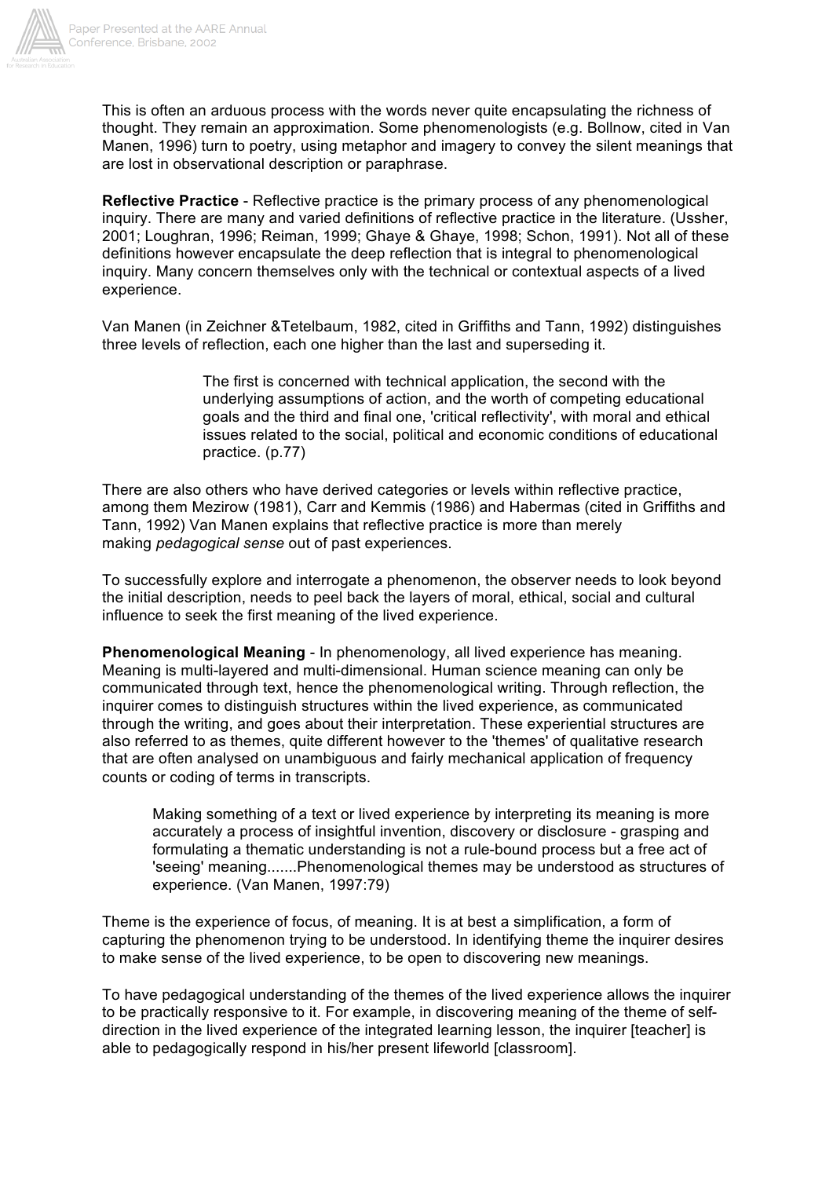This is often an arduous process with the words never quite encapsulating the richness of thought. They remain an approximation. Some phenomenologists (e.g. Bollnow, cited in Van Manen, 1996) turn to poetry, using metaphor and imagery to convey the silent meanings that are lost in observational description or paraphrase.

**Reflective Practice** - Reflective practice is the primary process of any phenomenological inquiry. There are many and varied definitions of reflective practice in the literature. (Ussher, 2001; Loughran, 1996; Reiman, 1999; Ghaye & Ghaye, 1998; Schon, 1991). Not all of these definitions however encapsulate the deep reflection that is integral to phenomenological inquiry. Many concern themselves only with the technical or contextual aspects of a lived experience.

Van Manen (in Zeichner &Tetelbaum, 1982, cited in Griffiths and Tann, 1992) distinguishes three levels of reflection, each one higher than the last and superseding it.

> The first is concerned with technical application, the second with the underlying assumptions of action, and the worth of competing educational goals and the third and final one, 'critical reflectivity', with moral and ethical issues related to the social, political and economic conditions of educational practice. (p.77)

There are also others who have derived categories or levels within reflective practice, among them Mezirow (1981), Carr and Kemmis (1986) and Habermas (cited in Griffiths and Tann, 1992) Van Manen explains that reflective practice is more than merely making *pedagogical sense* out of past experiences.

To successfully explore and interrogate a phenomenon, the observer needs to look beyond the initial description, needs to peel back the layers of moral, ethical, social and cultural influence to seek the first meaning of the lived experience.

**Phenomenological Meaning** - In phenomenology, all lived experience has meaning. Meaning is multi-layered and multi-dimensional. Human science meaning can only be communicated through text, hence the phenomenological writing. Through reflection, the inquirer comes to distinguish structures within the lived experience, as communicated through the writing, and goes about their interpretation. These experiential structures are also referred to as themes, quite different however to the 'themes' of qualitative research that are often analysed on unambiguous and fairly mechanical application of frequency counts or coding of terms in transcripts.

> Making something of a text or lived experience by interpreting its meaning is more accurately a process of insightful invention, discovery or disclosure - grasping and formulating a thematic understanding is not a rule-bound process but a free act of 'seeing' meaning.......Phenomenological themes may be understood as structures of experience. (Van Manen, 1997:79)

Theme is the experience of focus, of meaning. It is at best a simplification, a form of capturing the phenomenon trying to be understood. In identifying theme the inquirer desires to make sense of the lived experience, to be open to discovering new meanings.

To have pedagogical understanding of the themes of the lived experience allows the inquirer to be practically responsive to it. For example, in discovering meaning of the theme of self-direction in the lived experience of the integrated learning lesson, the inquirer [teacher] is able to pedagogically respond in his/her present lifeworld [classroom].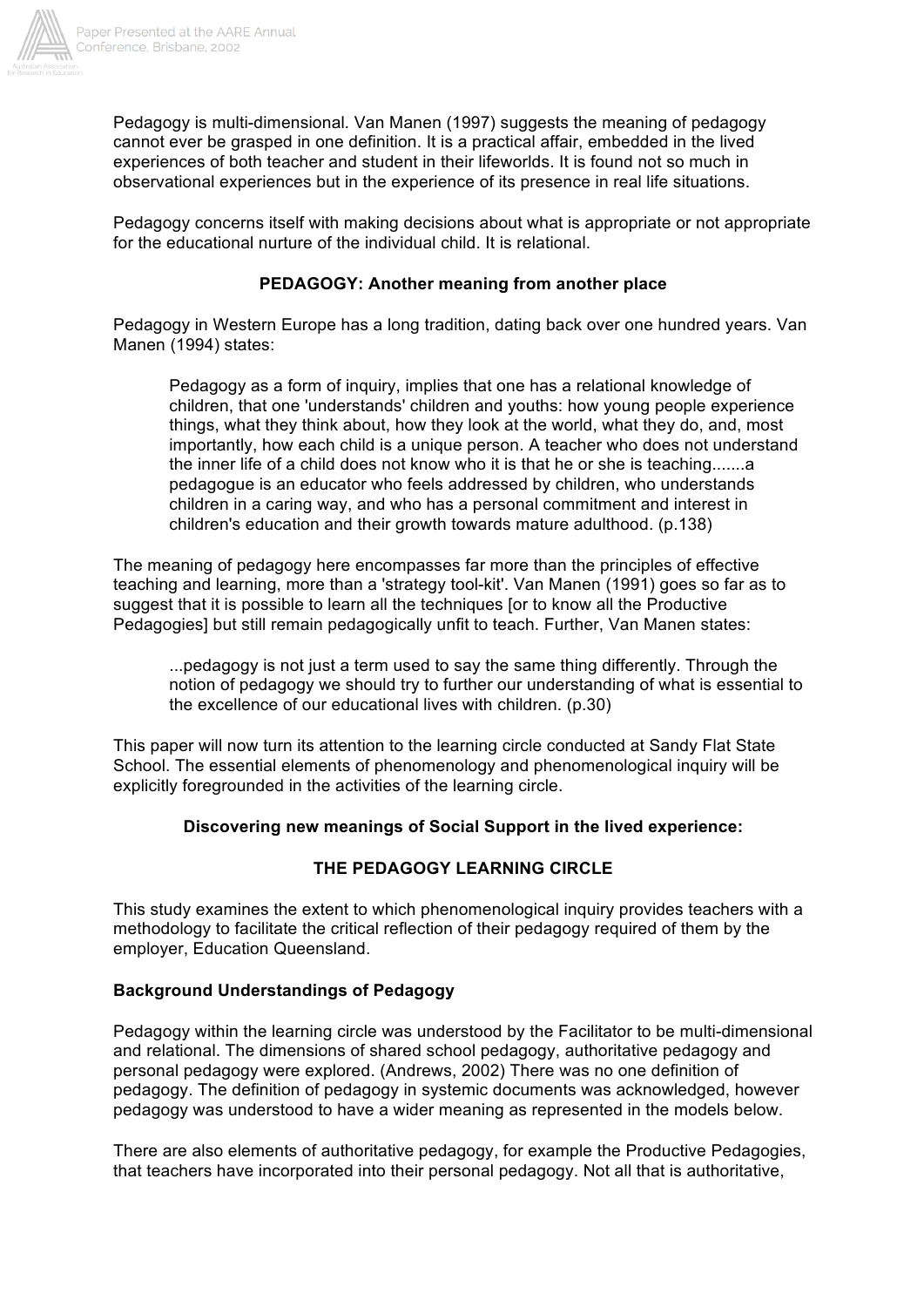Pedagogy is multi-dimensional. Van Manen (1997) suggests the meaning of pedagogy cannot ever be grasped in one definition. It is a practical affair, embedded in the lived experiences of both teacher and student in their lifeworlds. It is found not so much in observational experiences but in the experience of its presence in real life situations.

Pedagogy concerns itself with making decisions about what is appropriate or not appropriate for the educational nurture of the individual child. It is relational.

**PEDAGOGY: Another meaning from another place**

Pedagogy in Western Europe has a long tradition, dating back over one hundred years. Van Manen (1994) states:

> Pedagogy as a form of inquiry, implies that one has a relational knowledge of children, that one 'understands' children and youths: how young people experience things, what they think about, how they look at the world, what they do, and, most importantly, how each child is a unique person. A teacher who does not understand the inner life of a child does not know who it is that he or she is teaching.......a pedagogue is an educator who feels addressed by children, who understands children in a caring way, and who has a personal commitment and interest in children's education and their growth towards mature adulthood. (p.138)

The meaning of pedagogy here encompasses far more than the principles of effective teaching and learning, more than a 'strategy tool-kit'. Van Manen (1991) goes so far as to suggest that it is possible to learn all the techniques [or to know all the Productive Pedagogies] but still remain pedagogically unfit to teach. Further, Van Manen states:

> ...pedagogy is not just a term used to say the same thing differently. Through the notion of pedagogy we should try to further our understanding of what is essential to the excellence of our educational lives with children. (p.30)

This paper will now turn its attention to the learning circle conducted at Sandy Flat State School. The essential elements of phenomenology and phenomenological inquiry will be explicitly foregrounded in the activities of the learning circle.

**Discovering new meanings of Social Support in the lived experience:**

**THE PEDAGOGY LEARNING CIRCLE**

This study examines the extent to which phenomenological inquiry provides teachers with a methodology to facilitate the critical reflection of their pedagogy required of them by the employer, Education Queensland.

**Background Understandings of Pedagogy**

Pedagogy within the learning circle was understood by the Facilitator to be multi-dimensional and relational. The dimensions of shared school pedagogy, authoritative pedagogy and personal pedagogy were explored. (Andrews, 2002) There was no one definition of pedagogy. The definition of pedagogy in systemic documents was acknowledged, however pedagogy was understood to have a wider meaning as represented in the models below.

There are also elements of authoritative pedagogy, for example the Productive Pedagogies, that teachers have incorporated into their personal pedagogy. Not all that is authoritative,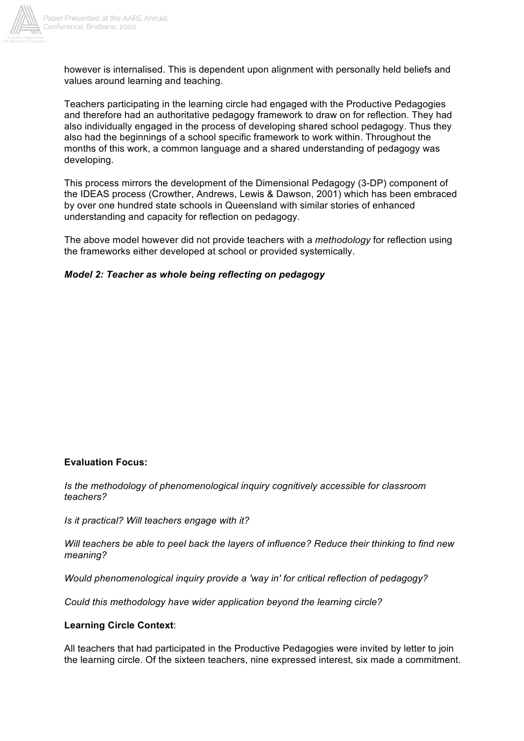however is internalised. This is dependent upon alignment with personally held beliefs and values around learning and teaching.

Teachers participating in the learning circle had engaged with the Productive Pedagogies and therefore had an authoritative pedagogy framework to draw on for reflection. They had also individually engaged in the process of developing shared school pedagogy. Thus they also had the beginnings of a school specific framework to work within. Throughout the months of this work, a common language and a shared understanding of pedagogy was developing.

This process mirrors the development of the Dimensional Pedagogy (3-DP) component of the IDEAS process (Crowther, Andrews, Lewis & Dawson, 2001) which has been embraced by over one hundred state schools in Queensland with similar stories of enhanced understanding and capacity for reflection on pedagogy.

The above model however did not provide teachers with a *methodology* for reflection using the frameworks either developed at school or provided systemically.

***Model 2: Teacher as whole being reflecting on pedagogy***

**Evaluation Focus:**

*Is the methodology of phenomenological inquiry cognitively accessible for classroom teachers?*

*Is it practical? Will teachers engage with it?*

*Will teachers be able to peel back the layers of influence? Reduce their thinking to find new meaning?*

*Would phenomenological inquiry provide a 'way in' for critical reflection of pedagogy?*

*Could this methodology have wider application beyond the learning circle?*

**Learning Circle Context**:

All teachers that had participated in the Productive Pedagogies were invited by letter to join the learning circle. Of the sixteen teachers, nine expressed interest, six made a commitment.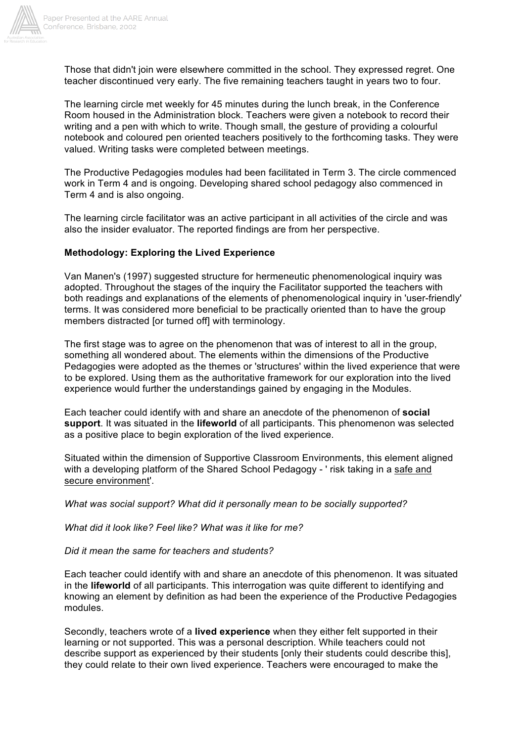Those that didn't join were elsewhere committed in the school. They expressed regret. One teacher discontinued very early. The five remaining teachers taught in years two to four.

The learning circle met weekly for 45 minutes during the lunch break, in the Conference Room housed in the Administration block. Teachers were given a notebook to record their writing and a pen with which to write. Though small, the gesture of providing a colourful notebook and coloured pen oriented teachers positively to the forthcoming tasks. They were valued. Writing tasks were completed between meetings.

The Productive Pedagogies modules had been facilitated in Term 3. The circle commenced work in Term 4 and is ongoing. Developing shared school pedagogy also commenced in Term 4 and is also ongoing.

The learning circle facilitator was an active participant in all activities of the circle and was also the insider evaluator. The reported findings are from her perspective.

**Methodology: Exploring the Lived Experience**

Van Manen's (1997) suggested structure for hermeneutic phenomenological inquiry was adopted. Throughout the stages of the inquiry the Facilitator supported the teachers with both readings and explanations of the elements of phenomenological inquiry in 'user-friendly' terms. It was considered more beneficial to be practically oriented than to have the group members distracted [or turned off] with terminology.

The first stage was to agree on the phenomenon that was of interest to all in the group, something all wondered about. The elements within the dimensions of the Productive Pedagogies were adopted as the themes or 'structures' within the lived experience that were to be explored. Using them as the authoritative framework for our exploration into the lived experience would further the understandings gained by engaging in the Modules.

Each teacher could identify with and share an anecdote of the phenomenon of **social support**. It was situated in the **lifeworld** of all participants. This phenomenon was selected as a positive place to begin exploration of the lived experience.

Situated within the dimension of Supportive Classroom Environments, this element aligned with a developing platform of the Shared School Pedagogy - ' risk taking in a <u>safe and secure environment</u>'.

*What was social support? What did it personally mean to be socially supported?*

*What did it look like? Feel like? What was it like for me?*

*Did it mean the same for teachers and students?*

Each teacher could identify with and share an anecdote of this phenomenon. It was situated in the **lifeworld** of all participants. This interrogation was quite different to identifying and knowing an element by definition as had been the experience of the Productive Pedagogies modules.

Secondly, teachers wrote of a **lived experience** when they either felt supported in their learning or not supported. This was a personal description. While teachers could not describe support as experienced by their students [only their students could describe this], they could relate to their own lived experience. Teachers were encouraged to make the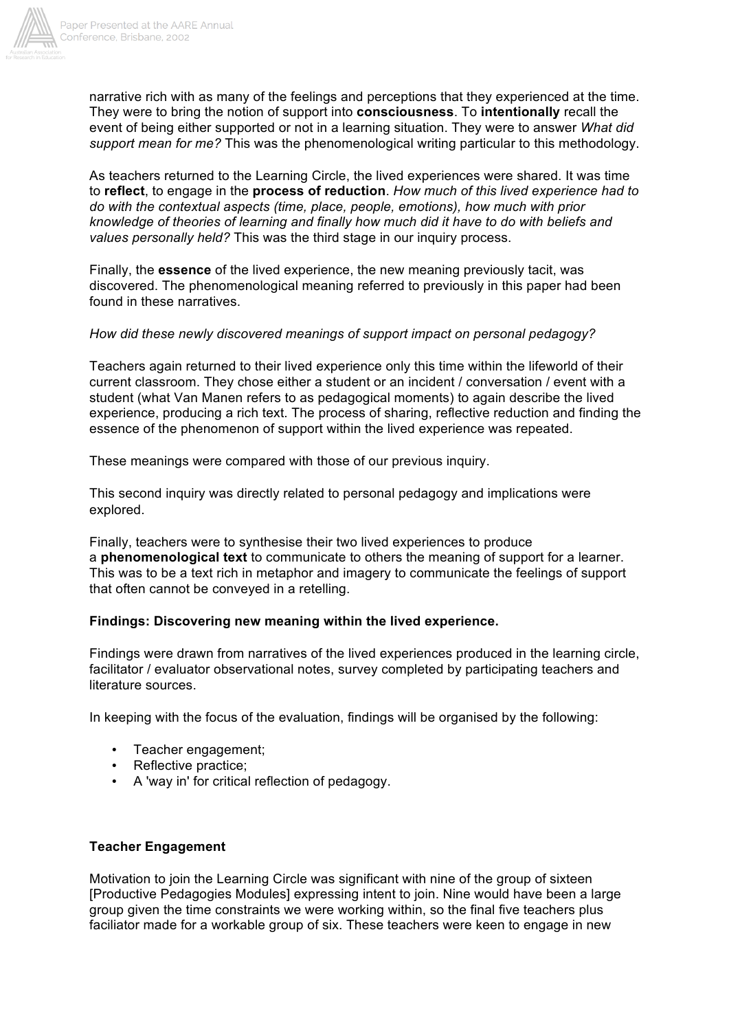narrative rich with as many of the feelings and perceptions that they experienced at the time. They were to bring the notion of support into **consciousness**. To **intentionally** recall the event of being either supported or not in a learning situation. They were to answer *What did support mean for me?* This was the phenomenological writing particular to this methodology.

As teachers returned to the Learning Circle, the lived experiences were shared. It was time to **reflect**, to engage in the **process of reduction**. *How much of this lived experience had to do with the contextual aspects (time, place, people, emotions), how much with prior knowledge of theories of learning and finally how much did it have to do with beliefs and values personally held?* This was the third stage in our inquiry process.

Finally, the **essence** of the lived experience, the new meaning previously tacit, was discovered. The phenomenological meaning referred to previously in this paper had been found in these narratives.

*How did these newly discovered meanings of support impact on personal pedagogy?*

Teachers again returned to their lived experience only this time within the lifeworld of their current classroom. They chose either a student or an incident / conversation / event with a student (what Van Manen refers to as pedagogical moments) to again describe the lived experience, producing a rich text. The process of sharing, reflective reduction and finding the essence of the phenomenon of support within the lived experience was repeated.

These meanings were compared with those of our previous inquiry.

This second inquiry was directly related to personal pedagogy and implications were explored.

Finally, teachers were to synthesise their two lived experiences to produce a **phenomenological text** to communicate to others the meaning of support for a learner. This was to be a text rich in metaphor and imagery to communicate the feelings of support that often cannot be conveyed in a retelling.

**Findings: Discovering new meaning within the lived experience.**

Findings were drawn from narratives of the lived experiences produced in the learning circle, facilitator / evaluator observational notes, survey completed by participating teachers and literature sources.

In keeping with the focus of the evaluation, findings will be organised by the following:

- Teacher engagement;
- Reflective practice;
- A 'way in' for critical reflection of pedagogy.

**Teacher Engagement**

Motivation to join the Learning Circle was significant with nine of the group of sixteen [Productive Pedagogies Modules] expressing intent to join. Nine would have been a large group given the time constraints we were working within, so the final five teachers plus faciliator made for a workable group of six. These teachers were keen to engage in new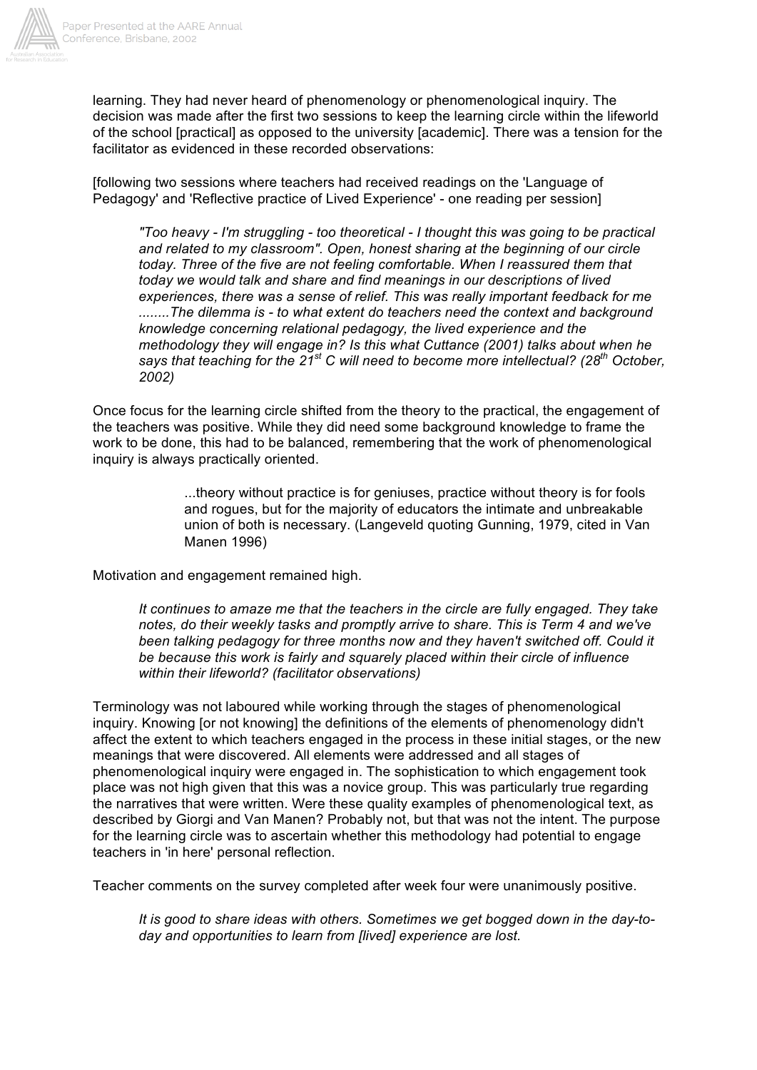learning. They had never heard of phenomenology or phenomenological inquiry. The decision was made after the first two sessions to keep the learning circle within the lifeworld of the school [practical] as opposed to the university [academic]. There was a tension for the facilitator as evidenced in these recorded observations:

[following two sessions where teachers had received readings on the 'Language of Pedagogy' and 'Reflective practice of Lived Experience' - one reading per session]

> *"Too heavy - I'm struggling - too theoretical - I thought this was going to be practical and related to my classroom". Open, honest sharing at the beginning of our circle today. Three of the five are not feeling comfortable. When I reassured them that today we would talk and share and find meanings in our descriptions of lived experiences, there was a sense of relief. This was really important feedback for me ........The dilemma is - to what extent do teachers need the context and background knowledge concerning relational pedagogy, the lived experience and the methodology they will engage in? Is this what Cuttance (2001) talks about when he says that teaching for the 21st C will need to become more intellectual? (28th October, 2002)*

Once focus for the learning circle shifted from the theory to the practical, the engagement of the teachers was positive. While they did need some background knowledge to frame the work to be done, this had to be balanced, remembering that the work of phenomenological inquiry is always practically oriented.

> ...theory without practice is for geniuses, practice without theory is for fools and rogues, but for the majority of educators the intimate and unbreakable union of both is necessary. (Langeveld quoting Gunning, 1979, cited in Van Manen 1996)

Motivation and engagement remained high.

> *It continues to amaze me that the teachers in the circle are fully engaged. They take notes, do their weekly tasks and promptly arrive to share. This is Term 4 and we've been talking pedagogy for three months now and they haven't switched off. Could it be because this work is fairly and squarely placed within their circle of influence within their lifeworld? (facilitator observations)*

Terminology was not laboured while working through the stages of phenomenological inquiry. Knowing [or not knowing] the definitions of the elements of phenomenology didn't affect the extent to which teachers engaged in the process in these initial stages, or the new meanings that were discovered. All elements were addressed and all stages of phenomenological inquiry were engaged in. The sophistication to which engagement took place was not high given that this was a novice group. This was particularly true regarding the narratives that were written. Were these quality examples of phenomenological text, as described by Giorgi and Van Manen? Probably not, but that was not the intent. The purpose for the learning circle was to ascertain whether this methodology had potential to engage teachers in 'in here' personal reflection.

Teacher comments on the survey completed after week four were unanimously positive.

> *It is good to share ideas with others. Sometimes we get bogged down in the day-to-day and opportunities to learn from [lived] experience are lost.*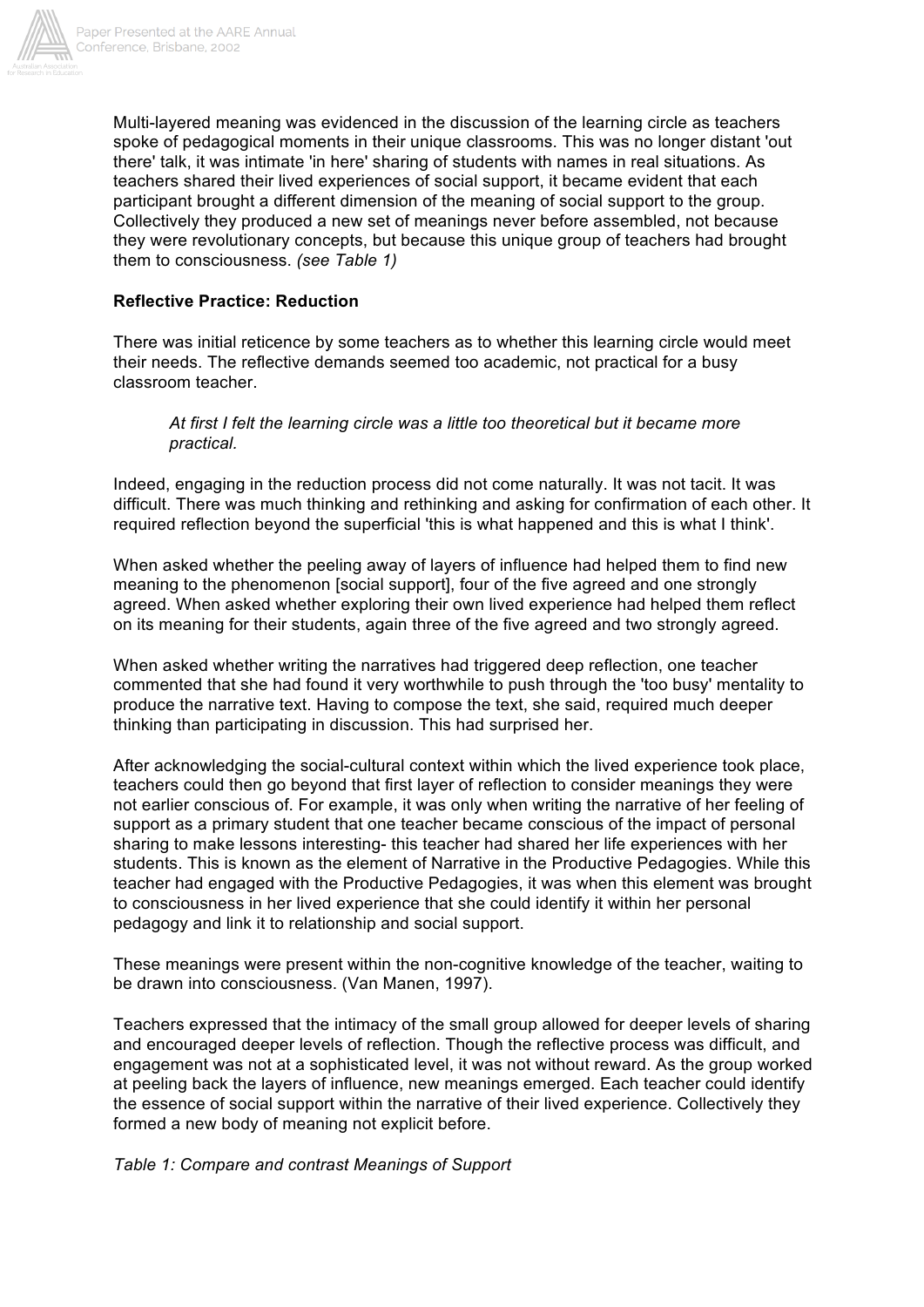Multi-layered meaning was evidenced in the discussion of the learning circle as teachers spoke of pedagogical moments in their unique classrooms. This was no longer distant 'out there' talk, it was intimate 'in here' sharing of students with names in real situations. As teachers shared their lived experiences of social support, it became evident that each participant brought a different dimension of the meaning of social support to the group. Collectively they produced a new set of meanings never before assembled, not because they were revolutionary concepts, but because this unique group of teachers had brought them to consciousness. *(see Table 1)*

**Reflective Practice: Reduction**

There was initial reticence by some teachers as to whether this learning circle would meet their needs. The reflective demands seemed too academic, not practical for a busy classroom teacher.

> *At first I felt the learning circle was a little too theoretical but it became more practical.*

Indeed, engaging in the reduction process did not come naturally. It was not tacit. It was difficult. There was much thinking and rethinking and asking for confirmation of each other. It required reflection beyond the superficial 'this is what happened and this is what I think'.

When asked whether the peeling away of layers of influence had helped them to find new meaning to the phenomenon [social support], four of the five agreed and one strongly agreed. When asked whether exploring their own lived experience had helped them reflect on its meaning for their students, again three of the five agreed and two strongly agreed.

When asked whether writing the narratives had triggered deep reflection, one teacher commented that she had found it very worthwhile to push through the 'too busy' mentality to produce the narrative text. Having to compose the text, she said, required much deeper thinking than participating in discussion. This had surprised her.

After acknowledging the social-cultural context within which the lived experience took place, teachers could then go beyond that first layer of reflection to consider meanings they were not earlier conscious of. For example, it was only when writing the narrative of her feeling of support as a primary student that one teacher became conscious of the impact of personal sharing to make lessons interesting- this teacher had shared her life experiences with her students. This is known as the element of Narrative in the Productive Pedagogies. While this teacher had engaged with the Productive Pedagogies, it was when this element was brought to consciousness in her lived experience that she could identify it within her personal pedagogy and link it to relationship and social support.

These meanings were present within the non-cognitive knowledge of the teacher, waiting to be drawn into consciousness. (Van Manen, 1997).

Teachers expressed that the intimacy of the small group allowed for deeper levels of sharing and encouraged deeper levels of reflection. Though the reflective process was difficult, and engagement was not at a sophisticated level, it was not without reward. As the group worked at peeling back the layers of influence, new meanings emerged. Each teacher could identify the essence of social support within the narrative of their lived experience. Collectively they formed a new body of meaning not explicit before.

*Table 1: Compare and contrast Meanings of Support*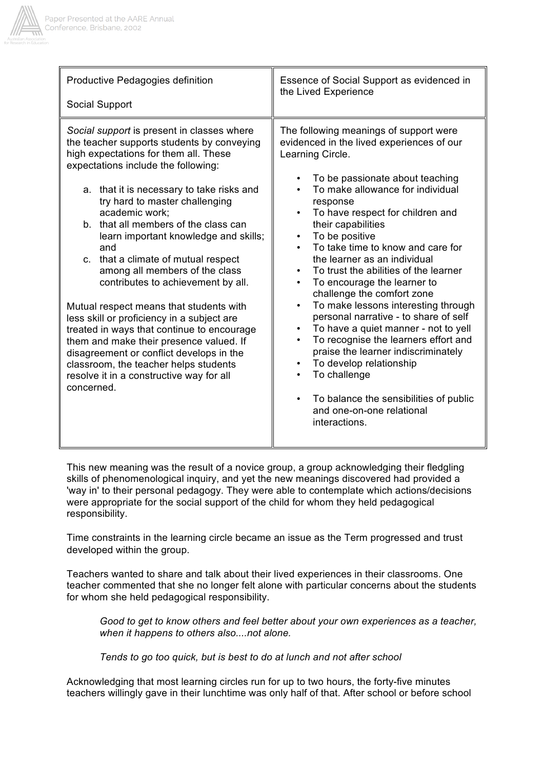| Productive Pedagogies definition<br><br>Social Support | Essence of Social Support as evidenced in the Lived Experience |
| --- | --- |
| *Social support* is present in classes where the teacher supports students by conveying high expectations for them all. These expectations include the following:<br><br>a. that it is necessary to take risks and try hard to master challenging academic work;<br>b. that all members of the class can learn important knowledge and skills; and<br>c. that a climate of mutual respect among all members of the class contributes to achievement by all.<br><br>Mutual respect means that students with less skill or proficiency in a subject are treated in ways that continue to encourage them and make their presence valued. If disagreement or conflict develops in the classroom, the teacher helps students resolve it in a constructive way for all concerned. | The following meanings of support were evidenced in the lived experiences of our Learning Circle.<br><br>• To be passionate about teaching<br>• To make allowance for individual response<br>• To have respect for children and their capabilities<br>• To be positive<br>• To take time to know and care for the learner as an individual<br>• To trust the abilities of the learner<br>• To encourage the learner to challenge the comfort zone<br>• To make lessons interesting through personal narrative - to share of self<br>• To have a quiet manner - not to yell<br>• To recognise the learners effort and praise the learner indiscriminately<br>• To develop relationship<br>• To challenge<br><br>• To balance the sensibilities of public and one-on-one relational interactions. |

This new meaning was the result of a novice group, a group acknowledging their fledgling skills of phenomenological inquiry, and yet the new meanings discovered had provided a 'way in' to their personal pedagogy. They were able to contemplate which actions/decisions were appropriate for the social support of the child for whom they held pedagogical responsibility.

Time constraints in the learning circle became an issue as the Term progressed and trust developed within the group.

Teachers wanted to share and talk about their lived experiences in their classrooms. One teacher commented that she no longer felt alone with particular concerns about the students for whom she held pedagogical responsibility.

> *Good to get to know others and feel better about your own experiences as a teacher, when it happens to others also....not alone.*
>
> *Tends to go too quick, but is best to do at lunch and not after school*

Acknowledging that most learning circles run for up to two hours, the forty-five minutes teachers willingly gave in their lunchtime was only half of that. After school or before school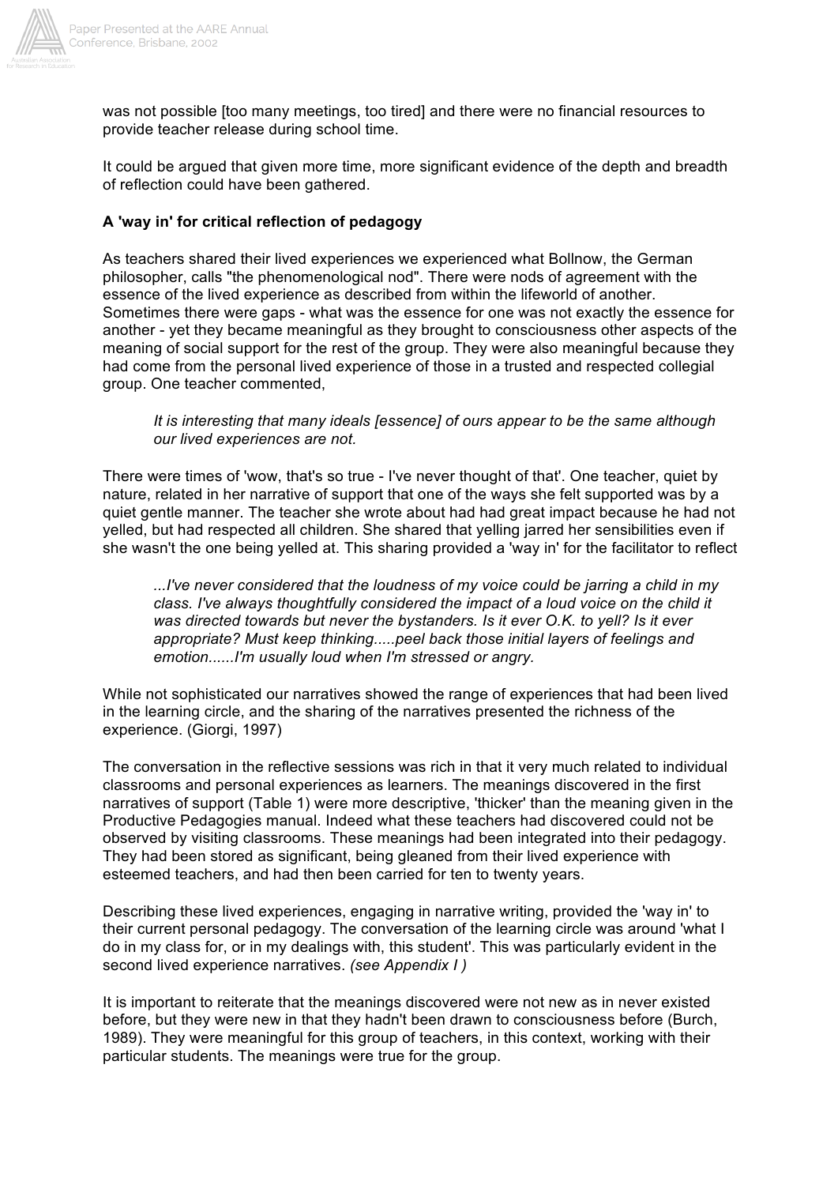was not possible [too many meetings, too tired] and there were no financial resources to provide teacher release during school time.

It could be argued that given more time, more significant evidence of the depth and breadth of reflection could have been gathered.

**A 'way in' for critical reflection of pedagogy**

As teachers shared their lived experiences we experienced what Bollnow, the German philosopher, calls "the phenomenological nod". There were nods of agreement with the essence of the lived experience as described from within the lifeworld of another. Sometimes there were gaps - what was the essence for one was not exactly the essence for another - yet they became meaningful as they brought to consciousness other aspects of the meaning of social support for the rest of the group. They were also meaningful because they had come from the personal lived experience of those in a trusted and respected collegial group. One teacher commented,

> *It is interesting that many ideals [essence] of ours appear to be the same although our lived experiences are not.*

There were times of 'wow, that's so true - I've never thought of that'. One teacher, quiet by nature, related in her narrative of support that one of the ways she felt supported was by a quiet gentle manner. The teacher she wrote about had had great impact because he had not yelled, but had respected all children. She shared that yelling jarred her sensibilities even if she wasn't the one being yelled at. This sharing provided a 'way in' for the facilitator to reflect

> *...I've never considered that the loudness of my voice could be jarring a child in my class. I've always thoughtfully considered the impact of a loud voice on the child it was directed towards but never the bystanders. Is it ever O.K. to yell? Is it ever appropriate? Must keep thinking.....peel back those initial layers of feelings and emotion......I'm usually loud when I'm stressed or angry.*

While not sophisticated our narratives showed the range of experiences that had been lived in the learning circle, and the sharing of the narratives presented the richness of the experience. (Giorgi, 1997)

The conversation in the reflective sessions was rich in that it very much related to individual classrooms and personal experiences as learners. The meanings discovered in the first narratives of support (Table 1) were more descriptive, 'thicker' than the meaning given in the Productive Pedagogies manual. Indeed what these teachers had discovered could not be observed by visiting classrooms. These meanings had been integrated into their pedagogy. They had been stored as significant, being gleaned from their lived experience with esteemed teachers, and had then been carried for ten to twenty years.

Describing these lived experiences, engaging in narrative writing, provided the 'way in' to their current personal pedagogy. The conversation of the learning circle was around 'what I do in my class for, or in my dealings with, this student'. This was particularly evident in the second lived experience narratives. *(see Appendix I )*

It is important to reiterate that the meanings discovered were not new as in never existed before, but they were new in that they hadn't been drawn to consciousness before (Burch, 1989). They were meaningful for this group of teachers, in this context, working with their particular students. The meanings were true for the group.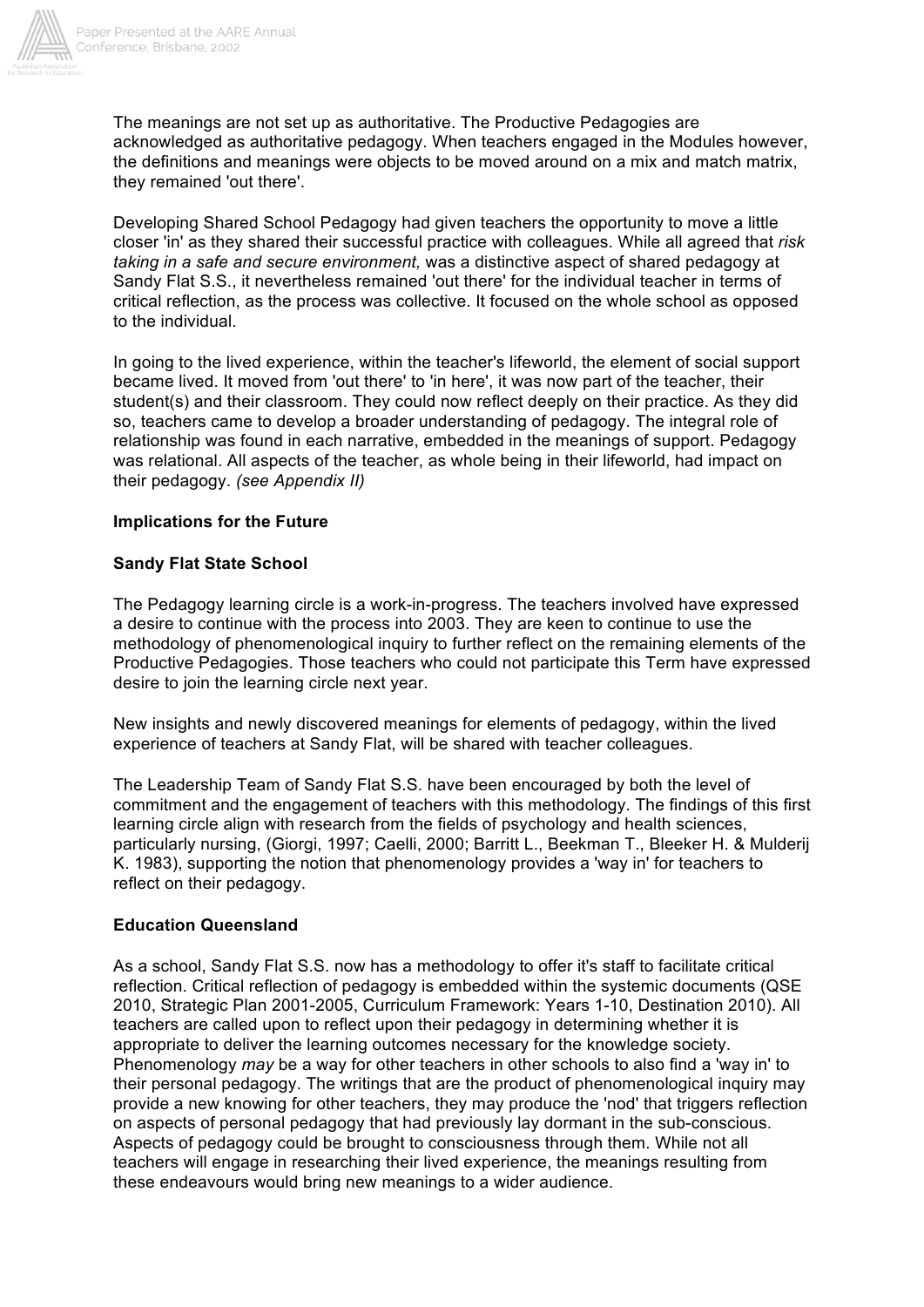The meanings are not set up as authoritative. The Productive Pedagogies are acknowledged as authoritative pedagogy. When teachers engaged in the Modules however, the definitions and meanings were objects to be moved around on a mix and match matrix, they remained 'out there'.

Developing Shared School Pedagogy had given teachers the opportunity to move a little closer 'in' as they shared their successful practice with colleagues. While all agreed that *risk taking in a safe and secure environment,* was a distinctive aspect of shared pedagogy at Sandy Flat S.S., it nevertheless remained 'out there' for the individual teacher in terms of critical reflection, as the process was collective. It focused on the whole school as opposed to the individual.

In going to the lived experience, within the teacher's lifeworld, the element of social support became lived. It moved from 'out there' to 'in here', it was now part of the teacher, their student(s) and their classroom. They could now reflect deeply on their practice. As they did so, teachers came to develop a broader understanding of pedagogy. The integral role of relationship was found in each narrative, embedded in the meanings of support. Pedagogy was relational. All aspects of the teacher, as whole being in their lifeworld, had impact on their pedagogy. *(see Appendix II)*

**Implications for the Future**

**Sandy Flat State School**

The Pedagogy learning circle is a work-in-progress. The teachers involved have expressed a desire to continue with the process into 2003. They are keen to continue to use the methodology of phenomenological inquiry to further reflect on the remaining elements of the Productive Pedagogies. Those teachers who could not participate this Term have expressed desire to join the learning circle next year.

New insights and newly discovered meanings for elements of pedagogy, within the lived experience of teachers at Sandy Flat, will be shared with teacher colleagues.

The Leadership Team of Sandy Flat S.S. have been encouraged by both the level of commitment and the engagement of teachers with this methodology. The findings of this first learning circle align with research from the fields of psychology and health sciences, particularly nursing, (Giorgi, 1997; Caelli, 2000; Barritt L., Beekman T., Bleeker H. & Mulderij K. 1983), supporting the notion that phenomenology provides a 'way in' for teachers to reflect on their pedagogy.

**Education Queensland**

As a school, Sandy Flat S.S. now has a methodology to offer it's staff to facilitate critical reflection. Critical reflection of pedagogy is embedded within the systemic documents (QSE 2010, Strategic Plan 2001-2005, Curriculum Framework: Years 1-10, Destination 2010). All teachers are called upon to reflect upon their pedagogy in determining whether it is appropriate to deliver the learning outcomes necessary for the knowledge society. Phenomenology *may* be a way for other teachers in other schools to also find a 'way in' to their personal pedagogy. The writings that are the product of phenomenological inquiry may provide a new knowing for other teachers, they may produce the 'nod' that triggers reflection on aspects of personal pedagogy that had previously lay dormant in the sub-conscious. Aspects of pedagogy could be brought to consciousness through them. While not all teachers will engage in researching their lived experience, the meanings resulting from these endeavours would bring new meanings to a wider audience.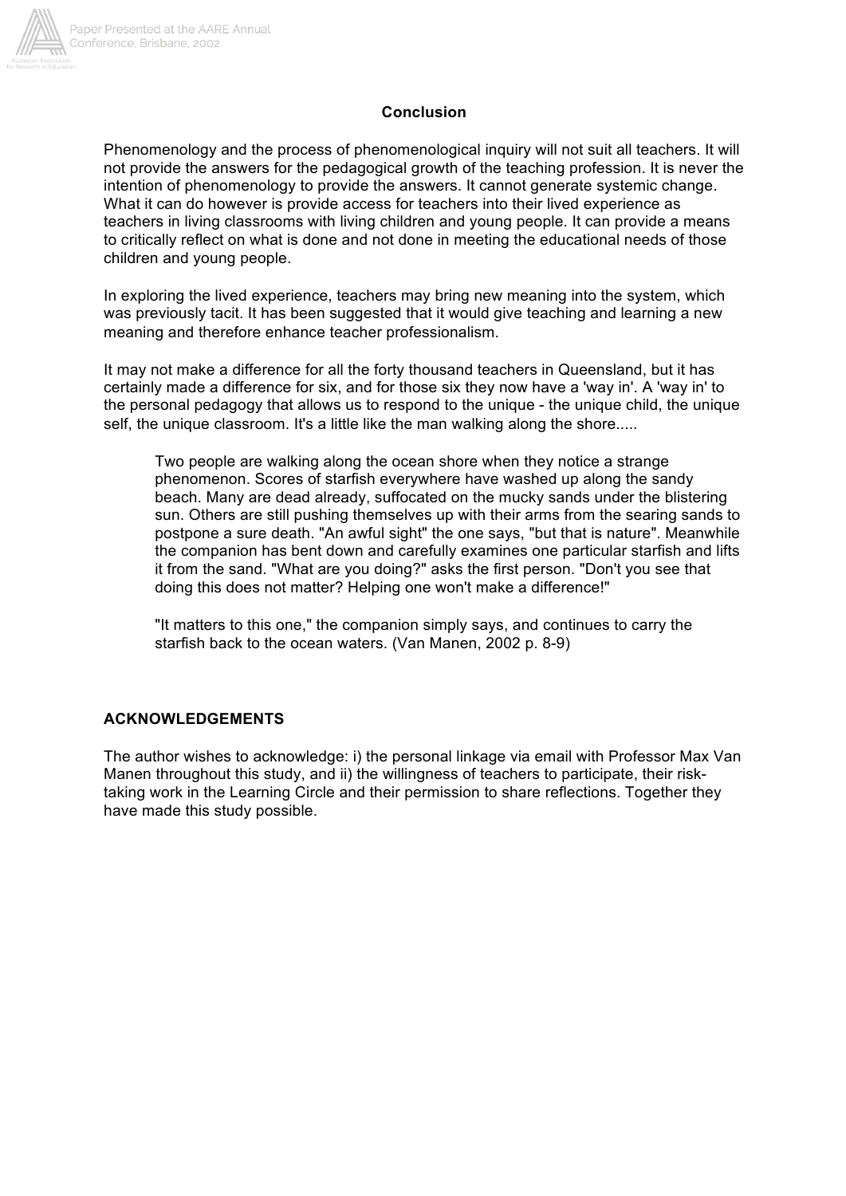## Conclusion

Phenomenology and the process of phenomenological inquiry will not suit all teachers. It will not provide the answers for the pedagogical growth of the teaching profession. It is never the intention of phenomenology to provide the answers. It cannot generate systemic change. What it can do however is provide access for teachers into their lived experience as teachers in living classrooms with living children and young people. It can provide a means to critically reflect on what is done and not done in meeting the educational needs of those children and young people.

In exploring the lived experience, teachers may bring new meaning into the system, which was previously tacit. It has been suggested that it would give teaching and learning a new meaning and therefore enhance teacher professionalism.

It may not make a difference for all the forty thousand teachers in Queensland, but it has certainly made a difference for six, and for those six they now have a 'way in'. A 'way in' to the personal pedagogy that allows us to respond to the unique - the unique child, the unique self, the unique classroom. It's a little like the man walking along the shore.....

> Two people are walking along the ocean shore when they notice a strange phenomenon. Scores of starfish everywhere have washed up along the sandy beach. Many are dead already, suffocated on the mucky sands under the blistering sun. Others are still pushing themselves up with their arms from the searing sands to postpone a sure death. "An awful sight" the one says, "but that is nature". Meanwhile the companion has bent down and carefully examines one particular starfish and lifts it from the sand. "What are you doing?" asks the first person. "Don't you see that doing this does not matter? Helping one won't make a difference!"
>
> "It matters to this one," the companion simply says, and continues to carry the starfish back to the ocean waters. (Van Manen, 2002 p. 8-9)

## ACKNOWLEDGEMENTS

The author wishes to acknowledge: i) the personal linkage via email with Professor Max Van Manen throughout this study, and ii) the willingness of teachers to participate, their risk-taking work in the Learning Circle and their permission to share reflections. Together they have made this study possible.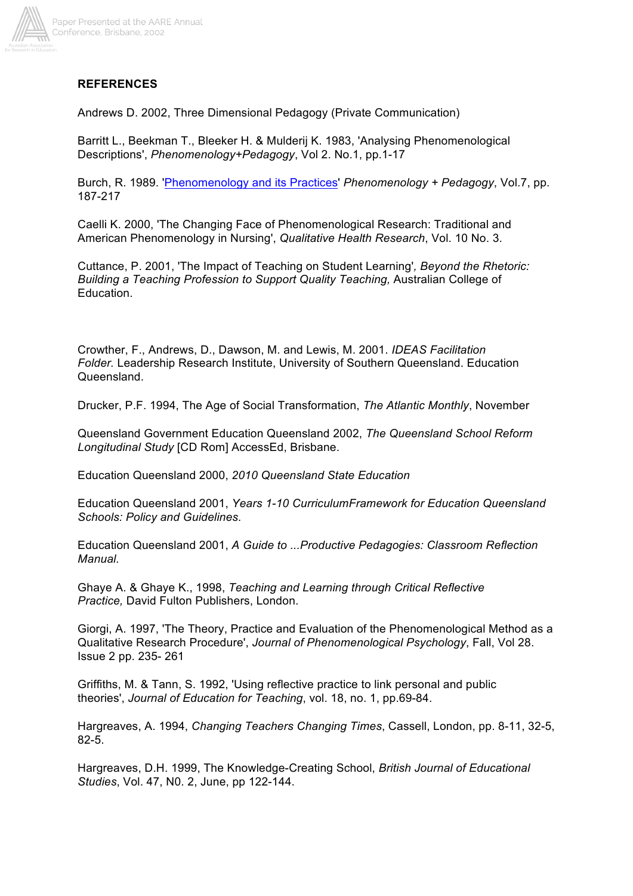**REFERENCES**

Andrews D. 2002, Three Dimensional Pedagogy (Private Communication)

Barritt L., Beekman T., Bleeker H. & Mulderij K. 1983, 'Analysing Phenomenological Descriptions', *Phenomenology+Pedagogy*, Vol 2. No.1, pp.1-17

Burch, R. 1989. 'Phenomenology and its Practices' *Phenomenology + Pedagogy*, Vol.7, pp. 187-217

Caelli K. 2000, 'The Changing Face of Phenomenological Research: Traditional and American Phenomenology in Nursing', *Qualitative Health Research*, Vol. 10 No. 3.

Cuttance, P. 2001, 'The Impact of Teaching on Student Learning'*, Beyond the Rhetoric: Building a Teaching Profession to Support Quality Teaching,* Australian College of Education.

Crowther, F., Andrews, D., Dawson, M. and Lewis, M. 2001. *IDEAS Facilitation Folder.* Leadership Research Institute, University of Southern Queensland. Education Queensland.

Drucker, P.F. 1994, The Age of Social Transformation, *The Atlantic Monthly*, November

Queensland Government Education Queensland 2002, *The Queensland School Reform Longitudinal Study* [CD Rom] AccessEd, Brisbane.

Education Queensland 2000, *2010 Queensland State Education*

Education Queensland 2001, *Years 1-10 CurriculumFramework for Education Queensland Schools: Policy and Guidelines.*

Education Queensland 2001, *A Guide to ...Productive Pedagogies: Classroom Reflection Manual.*

Ghaye A. & Ghaye K., 1998, *Teaching and Learning through Critical Reflective Practice,* David Fulton Publishers, London.

Giorgi, A. 1997, 'The Theory, Practice and Evaluation of the Phenomenological Method as a Qualitative Research Procedure', *Journal of Phenomenological Psychology*, Fall, Vol 28. Issue 2 pp. 235- 261

Griffiths, M. & Tann, S. 1992, 'Using reflective practice to link personal and public theories', *Journal of Education for Teaching*, vol. 18, no. 1, pp.69-84.

Hargreaves, A. 1994, *Changing Teachers Changing Times*, Cassell, London, pp. 8-11, 32-5, 82-5.

Hargreaves, D.H. 1999, The Knowledge-Creating School, *British Journal of Educational Studies*, Vol. 47, N0. 2, June, pp 122-144.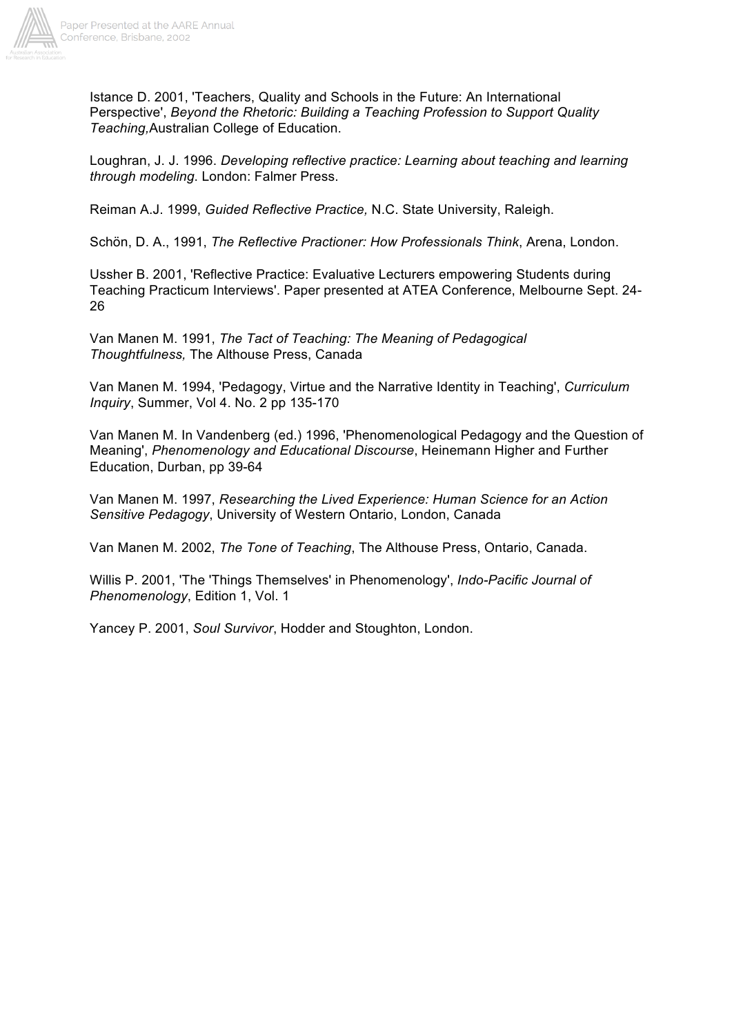Istance D. 2001, 'Teachers, Quality and Schools in the Future: An International Perspective', *Beyond the Rhetoric: Building a Teaching Profession to Support Quality Teaching,*Australian College of Education.

Loughran, J. J. 1996. *Developing reflective practice: Learning about teaching and learning through modeling*. London: Falmer Press.

Reiman A.J. 1999, *Guided Reflective Practice,* N.C. State University, Raleigh.

Schön, D. A., 1991, *The Reflective Practioner: How Professionals Think*, Arena, London.

Ussher B. 2001, 'Reflective Practice: Evaluative Lecturers empowering Students during Teaching Practicum Interviews'. Paper presented at ATEA Conference, Melbourne Sept. 24-26

Van Manen M. 1991, *The Tact of Teaching: The Meaning of Pedagogical Thoughtfulness,* The Althouse Press, Canada

Van Manen M. 1994, 'Pedagogy, Virtue and the Narrative Identity in Teaching', *Curriculum Inquiry*, Summer, Vol 4. No. 2 pp 135-170

Van Manen M. In Vandenberg (ed.) 1996, 'Phenomenological Pedagogy and the Question of Meaning', *Phenomenology and Educational Discourse*, Heinemann Higher and Further Education, Durban, pp 39-64

Van Manen M. 1997, *Researching the Lived Experience: Human Science for an Action Sensitive Pedagogy*, University of Western Ontario, London, Canada

Van Manen M. 2002, *The Tone of Teaching*, The Althouse Press, Ontario, Canada.

Willis P. 2001, 'The 'Things Themselves' in Phenomenology', *Indo-Pacific Journal of Phenomenology*, Edition 1, Vol. 1

Yancey P. 2001, *Soul Survivor*, Hodder and Stoughton, London.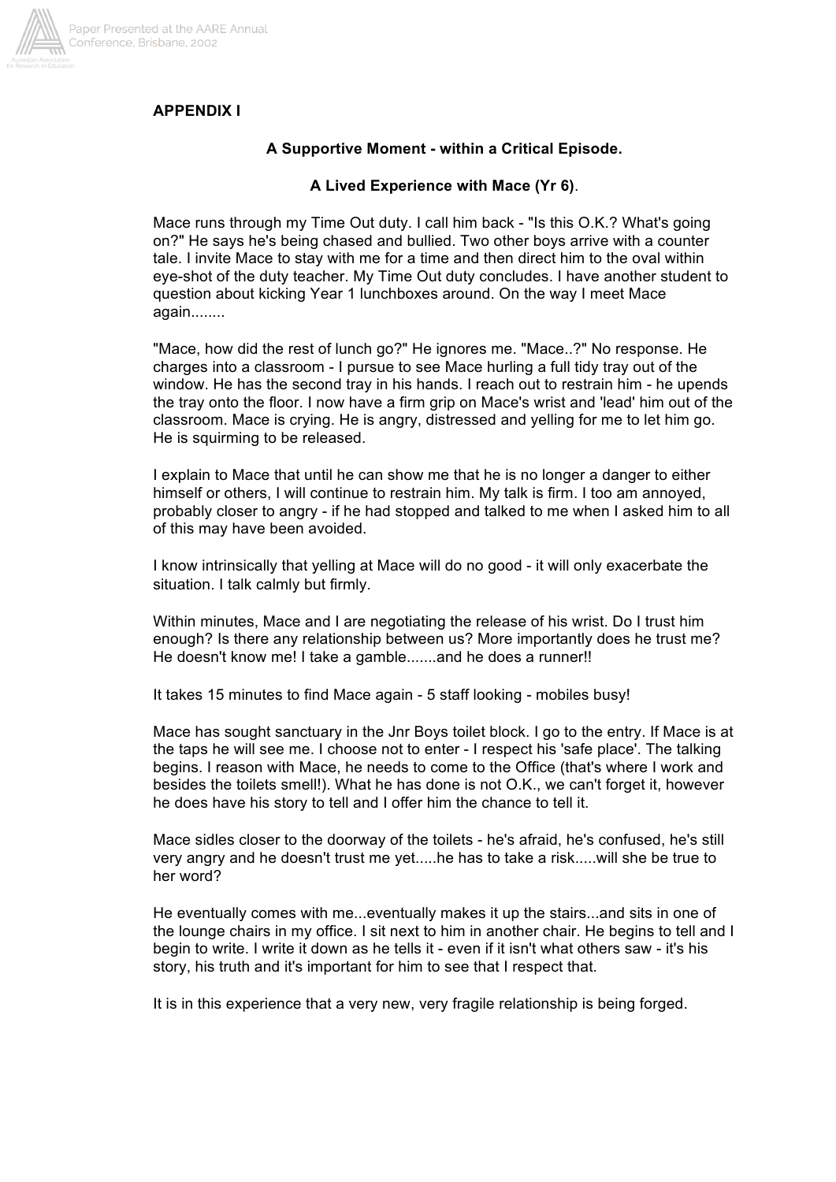**APPENDIX I**

**A Supportive Moment - within a Critical Episode.**

**A Lived Experience with Mace (Yr 6)**.

Mace runs through my Time Out duty. I call him back - "Is this O.K.? What's going on?" He says he's being chased and bullied. Two other boys arrive with a counter tale. I invite Mace to stay with me for a time and then direct him to the oval within eye-shot of the duty teacher. My Time Out duty concludes. I have another student to question about kicking Year 1 lunchboxes around. On the way I meet Mace again........

"Mace, how did the rest of lunch go?" He ignores me. "Mace..?" No response. He charges into a classroom - I pursue to see Mace hurling a full tidy tray out of the window. He has the second tray in his hands. I reach out to restrain him - he upends the tray onto the floor. I now have a firm grip on Mace's wrist and 'lead' him out of the classroom. Mace is crying. He is angry, distressed and yelling for me to let him go. He is squirming to be released.

I explain to Mace that until he can show me that he is no longer a danger to either himself or others, I will continue to restrain him. My talk is firm. I too am annoyed, probably closer to angry - if he had stopped and talked to me when I asked him to all of this may have been avoided.

I know intrinsically that yelling at Mace will do no good - it will only exacerbate the situation. I talk calmly but firmly.

Within minutes, Mace and I are negotiating the release of his wrist. Do I trust him enough? Is there any relationship between us? More importantly does he trust me? He doesn't know me! I take a gamble.......and he does a runner!!

It takes 15 minutes to find Mace again - 5 staff looking - mobiles busy!

Mace has sought sanctuary in the Jnr Boys toilet block. I go to the entry. If Mace is at the taps he will see me. I choose not to enter - I respect his 'safe place'. The talking begins. I reason with Mace, he needs to come to the Office (that's where I work and besides the toilets smell!). What he has done is not O.K., we can't forget it, however he does have his story to tell and I offer him the chance to tell it.

Mace sidles closer to the doorway of the toilets - he's afraid, he's confused, he's still very angry and he doesn't trust me yet.....he has to take a risk.....will she be true to her word?

He eventually comes with me...eventually makes it up the stairs...and sits in one of the lounge chairs in my office. I sit next to him in another chair. He begins to tell and I begin to write. I write it down as he tells it - even if it isn't what others saw - it's his story, his truth and it's important for him to see that I respect that.

It is in this experience that a very new, very fragile relationship is being forged.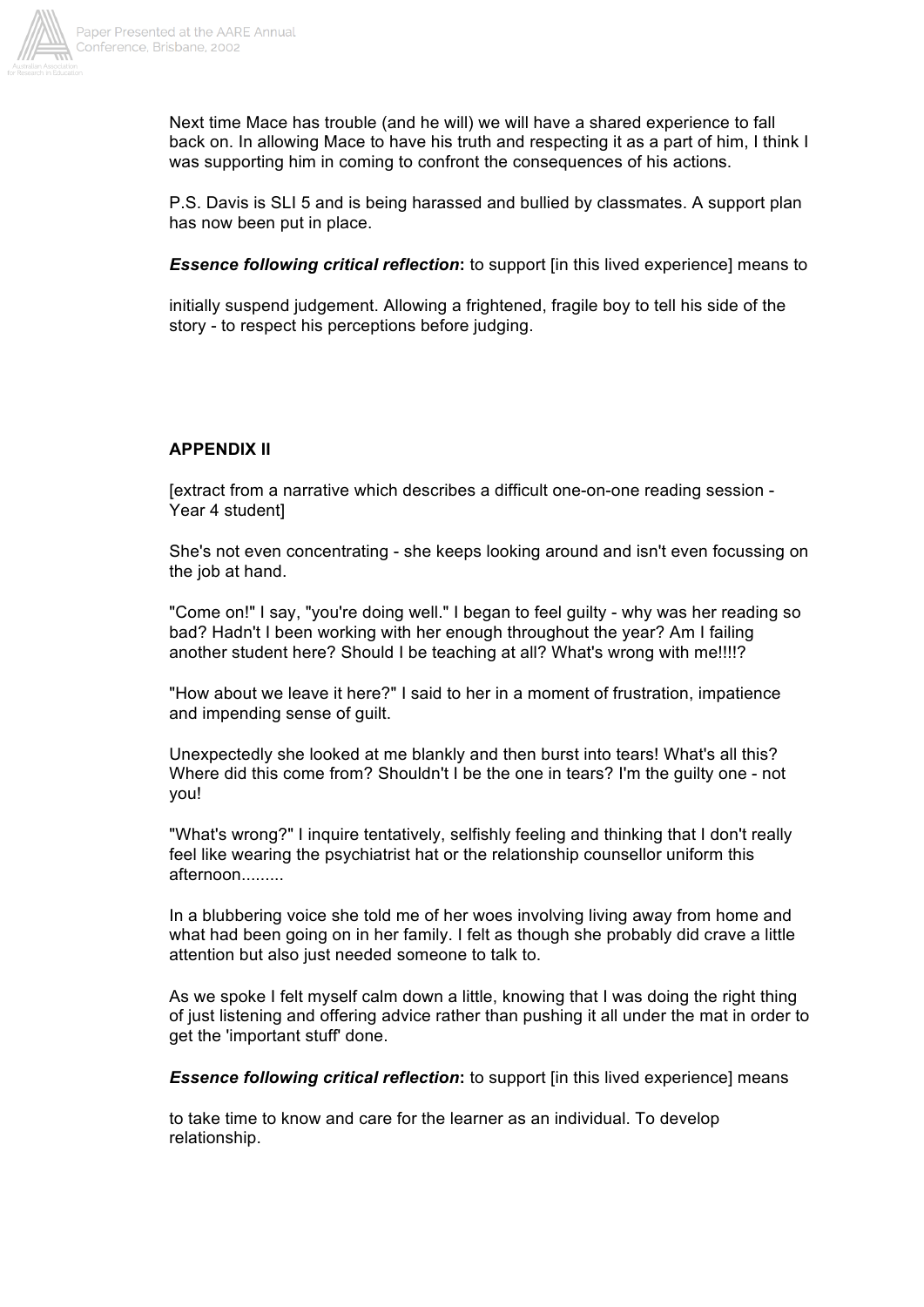Next time Mace has trouble (and he will) we will have a shared experience to fall back on. In allowing Mace to have his truth and respecting it as a part of him, I think I was supporting him in coming to confront the consequences of his actions.

P.S. Davis is SLI 5 and is being harassed and bullied by classmates. A support plan has now been put in place.

***Essence following critical reflection*:** to support [in this lived experience] means to

initially suspend judgement. Allowing a frightened, fragile boy to tell his side of the story - to respect his perceptions before judging.

**APPENDIX II**

[extract from a narrative which describes a difficult one-on-one reading session - Year 4 student]

She's not even concentrating - she keeps looking around and isn't even focussing on the job at hand.

"Come on!" I say, "you're doing well." I began to feel guilty - why was her reading so bad? Hadn't I been working with her enough throughout the year? Am I failing another student here? Should I be teaching at all? What's wrong with me!!!!?

"How about we leave it here?" I said to her in a moment of frustration, impatience and impending sense of guilt.

Unexpectedly she looked at me blankly and then burst into tears! What's all this? Where did this come from? Shouldn't I be the one in tears? I'm the guilty one - not you!

"What's wrong?" I inquire tentatively, selfishly feeling and thinking that I don't really feel like wearing the psychiatrist hat or the relationship counsellor uniform this afternoon.........

In a blubbering voice she told me of her woes involving living away from home and what had been going on in her family. I felt as though she probably did crave a little attention but also just needed someone to talk to.

As we spoke I felt myself calm down a little, knowing that I was doing the right thing of just listening and offering advice rather than pushing it all under the mat in order to get the 'important stuff' done.

***Essence following critical reflection*:** to support [in this lived experience] means

to take time to know and care for the learner as an individual. To develop relationship.